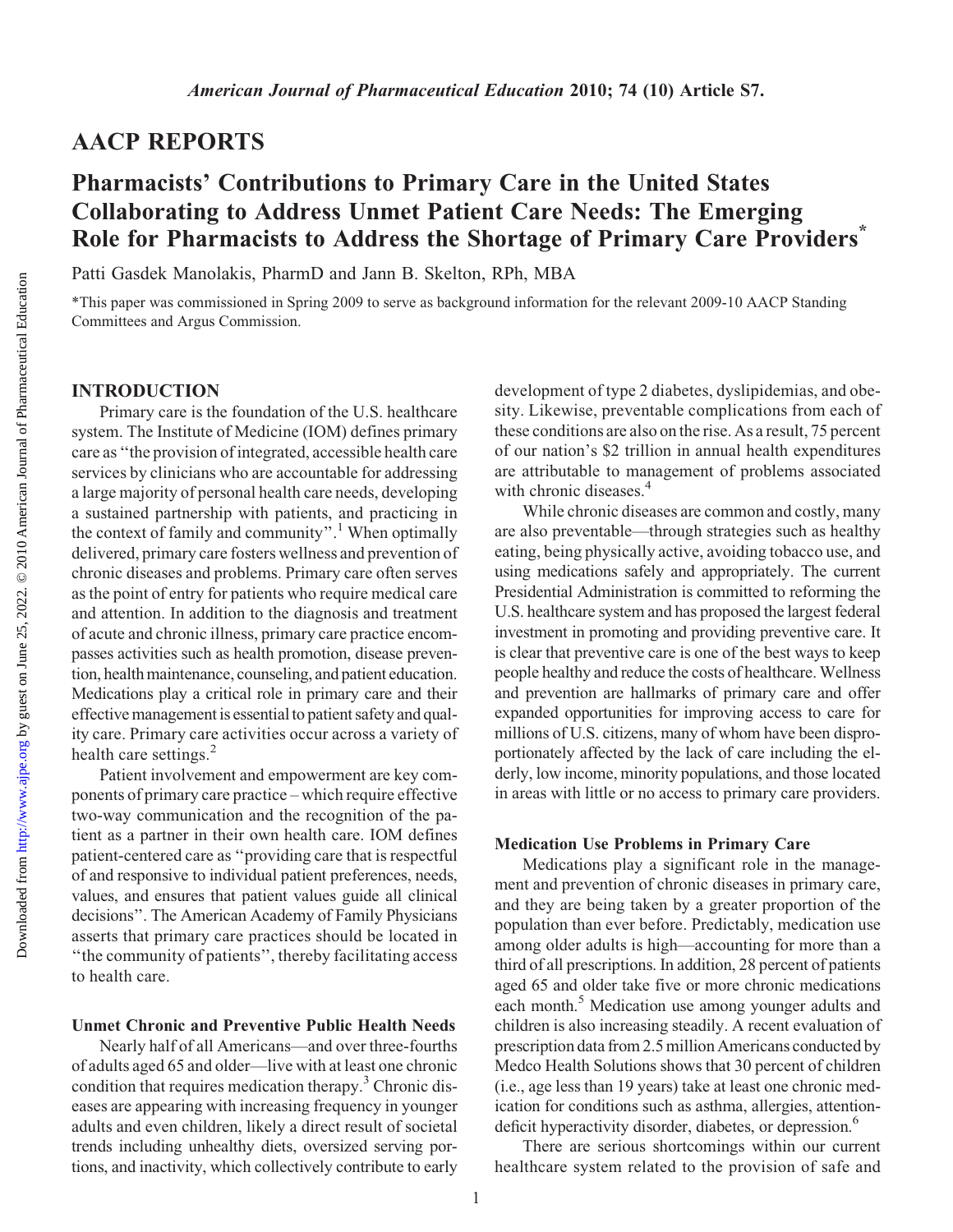## AACP REPORTS

# Pharmacists' Contributions to Primary Care in the United States Collaborating to Address Unmet Patient Care Needs: The Emerging Role for Pharmacists to Address the Shortage of Primary Care Providers*

Patti Gasdek Manolakis, PharmD and Jann B. Skelton, RPh, MBA

*This paper was commissioned in Spring 2009 to serve as background information for the relevant 2009-10 AACP Standing Committees and Argus Commission.

## INTRODUCTION

Primary care is the foundation of the U.S. healthcare system. The Institute of Medicine (IOM) defines primary care as "the provision of integrated, accessible health care services by clinicians who are accountable for addressing a large majority of personal health care needs, developing a sustained partnership with patients, and practicing in the context of family and community".[1] When optimally delivered, primary care fosters wellness and prevention of chronic diseases and problems. Primary care often serves as the point of entry for patients who require medical care and attention. In addition to the diagnosis and treatment of acute and chronic illness, primary care practice encompasses activities such as health promotion, disease prevention, health maintenance, counseling, and patient education. Medications play a critical role in primary care and their effective management is essential to patient safety and quality care. Primary care activities occur across a variety of health care settings.[2]

Patient involvement and empowerment are key components of primary care practice – which require effective two-way communication and the recognition of the patient as a partner in their own health care. IOM defines patient-centered care as "providing care that is respectful of and responsive to individual patient preferences, needs, values, and ensures that patient values guide all clinical decisions". The American Academy of Family Physicians asserts that primary care practices should be located in "the community of patients", thereby facilitating access to health care.

### Unmet Chronic and Preventive Public Health Needs

Nearly half of all Americans—and over three-fourths of adults aged 65 and older—live with at least one chronic condition that requires medication therapy.[3] Chronic diseases are appearing with increasing frequency in younger adults and even children, likely a direct result of societal trends including unhealthy diets, oversized serving portions, and inactivity, which collectively contribute to early development of type 2 diabetes, dyslipidemias, and obesity. Likewise, preventable complications from each of these conditions are also on the rise. As a result, 75 percent of our nation's $2 trillion in annual health expenditures are attributable to management of problems associated with chronic diseases.[4]

While chronic diseases are common and costly, many are also preventable—through strategies such as healthy eating, being physically active, avoiding tobacco use, and using medications safely and appropriately. The current Presidential Administration is committed to reforming the U.S. healthcare system and has proposed the largest federal investment in promoting and providing preventive care. It is clear that preventive care is one of the best ways to keep people healthy and reduce the costs of healthcare. Wellness and prevention are hallmarks of primary care and offer expanded opportunities for improving access to care for millions of U.S. citizens, many of whom have been disproportionately affected by the lack of care including the elderly, low income, minority populations, and those located in areas with little or no access to primary care providers.

### Medication Use Problems in Primary Care

Medications play a significant role in the management and prevention of chronic diseases in primary care, and they are being taken by a greater proportion of the population than ever before. Predictably, medication use among older adults is high—accounting for more than a third of all prescriptions. In addition, 28 percent of patients aged 65 and older take five or more chronic medications each month.[5] Medication use among younger adults and children is also increasing steadily. A recent evaluation of prescription data from 2.5 million Americans conducted by Medco Health Solutions shows that 30 percent of children (i.e., age less than 19 years) take at least one chronic medication for conditions such as asthma, allergies, attention-deficit hyperactivity disorder, diabetes, or depression.[6]

There are serious shortcomings within our current healthcare system related to the provision of safe and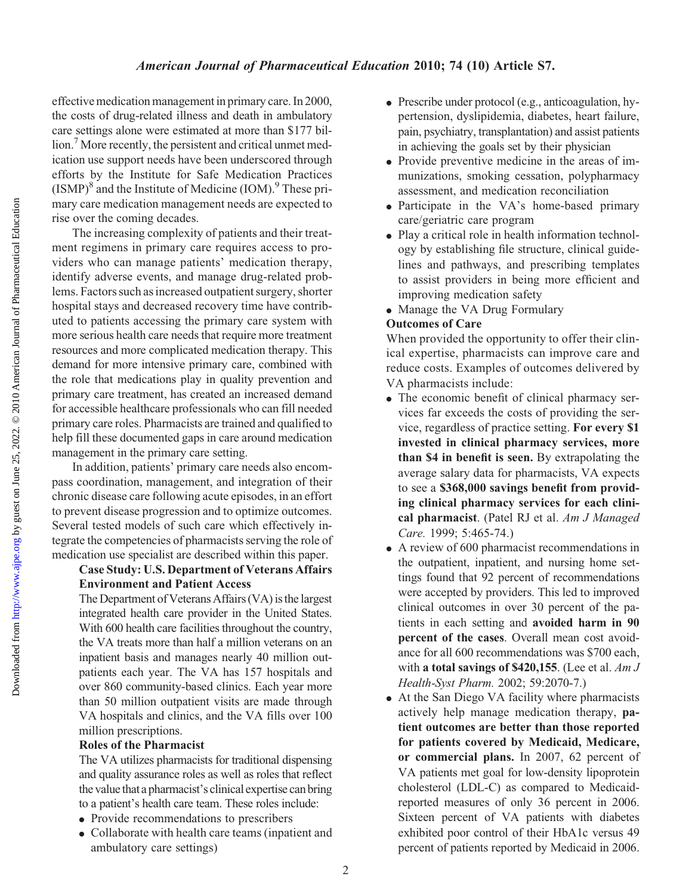effective medication management in primary care. In 2000, the costs of drug-related illness and death in ambulatory care settings alone were estimated at more than $177 billion.[7] More recently, the persistent and critical unmet medication use support needs have been underscored through efforts by the Institute for Safe Medication Practices (ISMP)[8] and the Institute of Medicine (IOM).[9] These primary care medication management needs are expected to rise over the coming decades.

The increasing complexity of patients and their treatment regimens in primary care requires access to providers who can manage patients' medication therapy, identify adverse events, and manage drug-related problems. Factors such as increased outpatient surgery, shorter hospital stays and decreased recovery time have contributed to patients accessing the primary care system with more serious health care needs that require more treatment resources and more complicated medication therapy. This demand for more intensive primary care, combined with the role that medications play in quality prevention and primary care treatment, has created an increased demand for accessible healthcare professionals who can fill needed primary care roles. Pharmacists are trained and qualified to help fill these documented gaps in care around medication management in the primary care setting.

In addition, patients' primary care needs also encompass coordination, management, and integration of their chronic disease care following acute episodes, in an effort to prevent disease progression and to optimize outcomes. Several tested models of such care which effectively integrate the competencies of pharmacists serving the role of medication use specialist are described within this paper.

**Case Study: U.S. Department of Veterans Affairs**

**Environment and Patient Access**

The Department of Veterans Affairs (VA) is the largest integrated health care provider in the United States. With 600 health care facilities throughout the country, the VA treats more than half a million veterans on an inpatient basis and manages nearly 40 million outpatients each year. The VA has 157 hospitals and over 860 community-based clinics. Each year more than 50 million outpatient visits are made through VA hospitals and clinics, and the VA fills over 100 million prescriptions.

**Roles of the Pharmacist**

The VA utilizes pharmacists for traditional dispensing and quality assurance roles as well as roles that reflect the value that a pharmacist's clinical expertise can bring to a patient's health care team. These roles include:

- Provide recommendations to prescribers
- Collaborate with health care teams (inpatient and ambulatory care settings)
- Prescribe under protocol (e.g., anticoagulation, hypertension, dyslipidemia, diabetes, heart failure, pain, psychiatry, transplantation) and assist patients in achieving the goals set by their physician
- Provide preventive medicine in the areas of immunizations, smoking cessation, polypharmacy assessment, and medication reconciliation
- Participate in the VA's home-based primary care/geriatric care program
- Play a critical role in health information technology by establishing file structure, clinical guidelines and pathways, and prescribing templates to assist providers in being more efficient and improving medication safety
- Manage the VA Drug Formulary

**Outcomes of Care**

When provided the opportunity to offer their clinical expertise, pharmacists can improve care and reduce costs. Examples of outcomes delivered by VA pharmacists include:

- The economic benefit of clinical pharmacy services far exceeds the costs of providing the service, regardless of practice setting. **For every $1 invested in clinical pharmacy services, more than $4 in benefit is seen.** By extrapolating the average salary data for pharmacists, VA expects to see a **$368,000 savings benefit from providing clinical pharmacy services for each clinical pharmacist**. (Patel RJ et al. *Am J Managed Care.* 1999; 5:465-74.)
- A review of 600 pharmacist recommendations in the outpatient, inpatient, and nursing home settings found that 92 percent of recommendations were accepted by providers. This led to improved clinical outcomes in over 30 percent of the patients in each setting and **avoided harm in 90 percent of the cases**. Overall mean cost avoidance for all 600 recommendations was $700 each, with **a total savings of $420,155**. (Lee et al. *Am J Health-Syst Pharm.* 2002; 59:2070-7.)
- At the San Diego VA facility where pharmacists actively help manage medication therapy, **patient outcomes are better than those reported for patients covered by Medicaid, Medicare, or commercial plans.** In 2007, 62 percent of VA patients met goal for low-density lipoprotein cholesterol (LDL-C) as compared to Medicaid-reported measures of only 36 percent in 2006. Sixteen percent of VA patients with diabetes exhibited poor control of their HbA1c versus 49 percent of patients reported by Medicaid in 2006.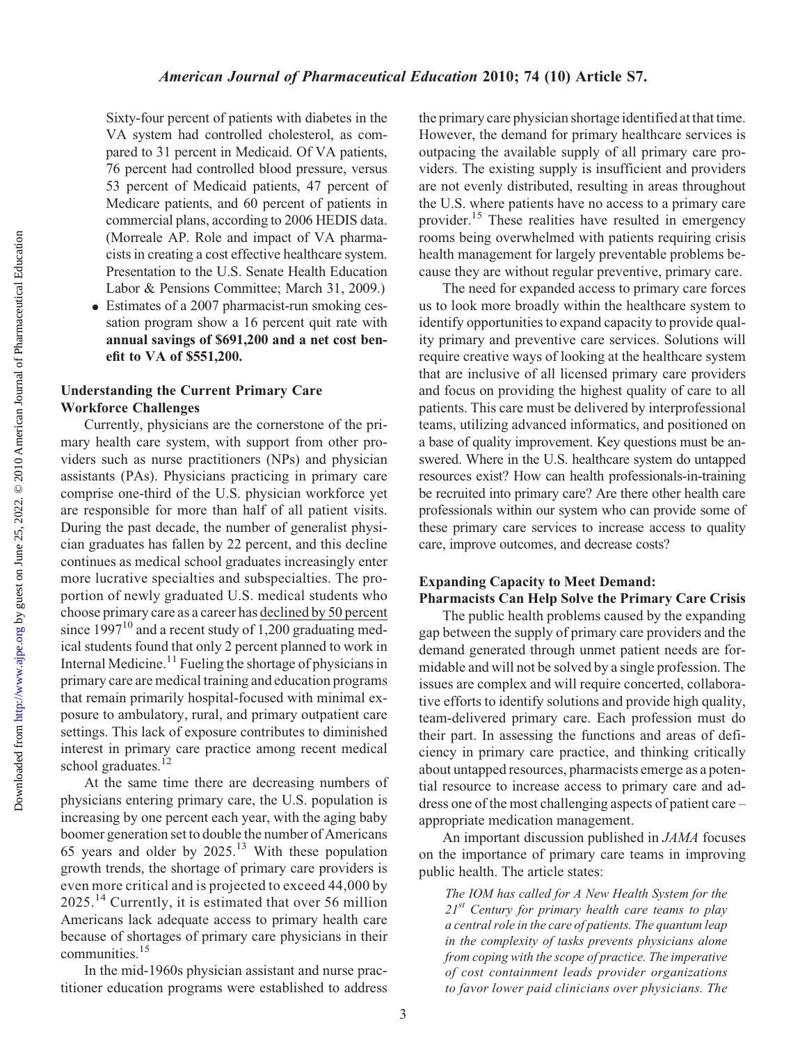Sixty-four percent of patients with diabetes in the VA system had controlled cholesterol, as compared to 31 percent in Medicaid. Of VA patients, 76 percent had controlled blood pressure, versus 53 percent of Medicaid patients, 47 percent of Medicare patients, and 60 percent of patients in commercial plans, according to 2006 HEDIS data. (Morreale AP. Role and impact of VA pharmacists in creating a cost effective healthcare system. Presentation to the U.S. Senate Health Education Labor & Pensions Committee; March 31, 2009.)

- Estimates of a 2007 pharmacist-run smoking cessation program show a 16 percent quit rate with **annual savings of $691,200 and a net cost benefit to VA of $551,200.**

### Understanding the Current Primary Care Workforce Challenges

Currently, physicians are the cornerstone of the primary health care system, with support from other providers such as nurse practitioners (NPs) and physician assistants (PAs). Physicians practicing in primary care comprise one-third of the U.S. physician workforce yet are responsible for more than half of all patient visits. During the past decade, the number of generalist physician graduates has fallen by 22 percent, and this decline continues as medical school graduates increasingly enter more lucrative specialties and subspecialties. The proportion of newly graduated U.S. medical students who choose primary care as a career has declined by 50 percent since 1997[10] and a recent study of 1,200 graduating medical students found that only 2 percent planned to work in Internal Medicine.[11] Fueling the shortage of physicians in primary care are medical training and education programs that remain primarily hospital-focused with minimal exposure to ambulatory, rural, and primary outpatient care settings. This lack of exposure contributes to diminished interest in primary care practice among recent medical school graduates.[12]

At the same time there are decreasing numbers of physicians entering primary care, the U.S. population is increasing by one percent each year, with the aging baby boomer generation set to double the number of Americans 65 years and older by 2025.[13] With these population growth trends, the shortage of primary care providers is even more critical and is projected to exceed 44,000 by 2025.[14] Currently, it is estimated that over 56 million Americans lack adequate access to primary health care because of shortages of primary care physicians in their communities.[15]

In the mid-1960s physician assistant and nurse practitioner education programs were established to address the primary care physician shortage identified at that time. However, the demand for primary healthcare services is outpacing the available supply of all primary care providers. The existing supply is insufficient and providers are not evenly distributed, resulting in areas throughout the U.S. where patients have no access to a primary care provider.[15] These realities have resulted in emergency rooms being overwhelmed with patients requiring crisis health management for largely preventable problems because they are without regular preventive, primary care.

The need for expanded access to primary care forces us to look more broadly within the healthcare system to identify opportunities to expand capacity to provide quality primary and preventive care services. Solutions will require creative ways of looking at the healthcare system that are inclusive of all licensed primary care providers and focus on providing the highest quality of care to all patients. This care must be delivered by interprofessional teams, utilizing advanced informatics, and positioned on a base of quality improvement. Key questions must be answered. Where in the U.S. healthcare system do untapped resources exist? How can health professionals-in-training be recruited into primary care? Are there other health care professionals within our system who can provide some of these primary care services to increase access to quality care, improve outcomes, and decrease costs?

### Expanding Capacity to Meet Demand: Pharmacists Can Help Solve the Primary Care Crisis

The public health problems caused by the expanding gap between the supply of primary care providers and the demand generated through unmet patient needs are formidable and will not be solved by a single profession. The issues are complex and will require concerted, collaborative efforts to identify solutions and provide high quality, team-delivered primary care. Each profession must do their part. In assessing the functions and areas of deficiency in primary care practice, and thinking critically about untapped resources, pharmacists emerge as a potential resource to increase access to primary care and address one of the most challenging aspects of patient care – appropriate medication management.

An important discussion published in *JAMA* focuses on the importance of primary care teams in improving public health. The article states:

> *The IOM has called for A New Health System for the 21st Century for primary health care teams to play a central role in the care of patients. The quantum leap in the complexity of tasks prevents physicians alone from coping with the scope of practice. The imperative of cost containment leads provider organizations to favor lower paid clinicians over physicians. The*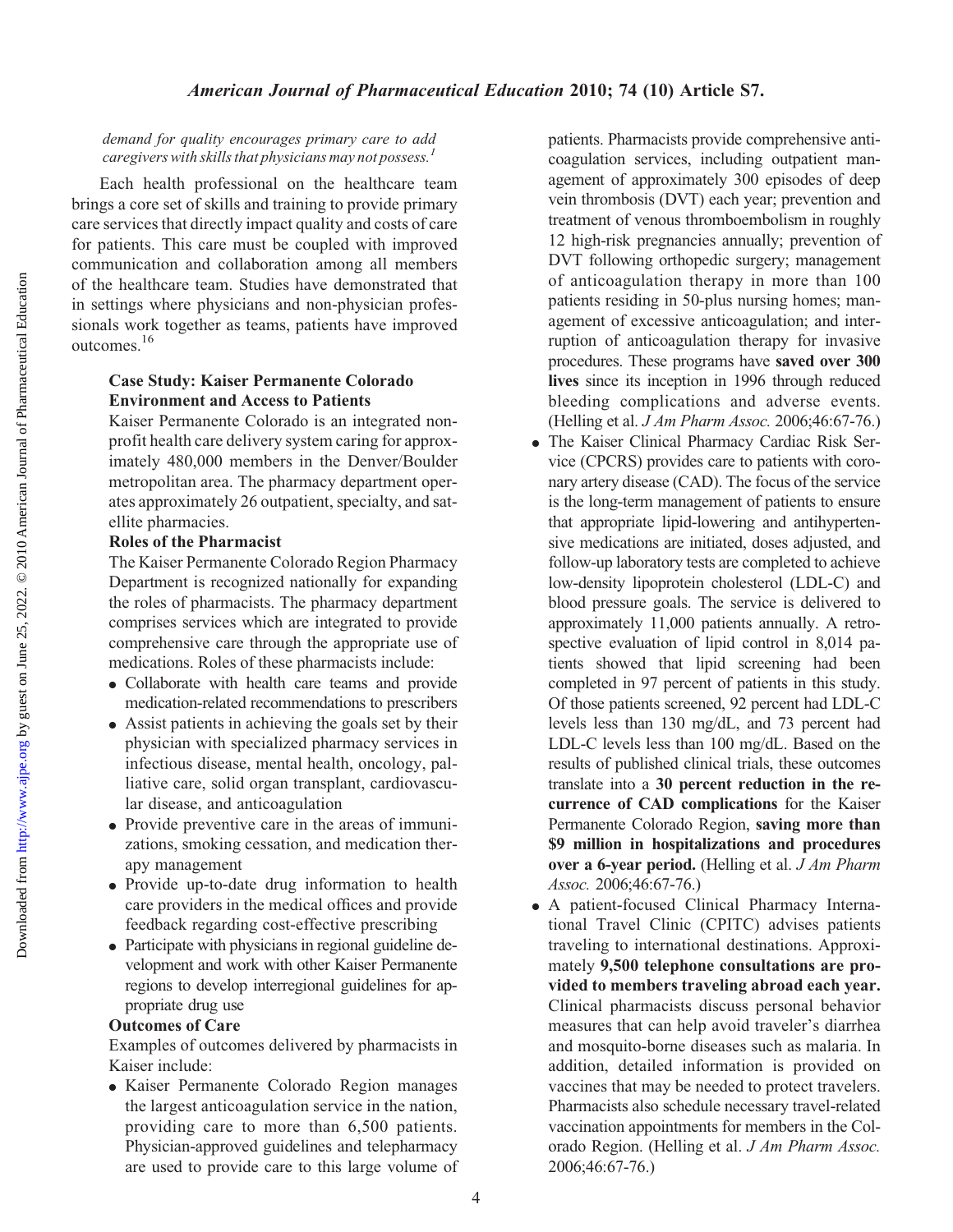*demand for quality encourages primary care to add caregivers with skills that physicians may not possess.*[1]

Each health professional on the healthcare team brings a core set of skills and training to provide primary care services that directly impact quality and costs of care for patients. This care must be coupled with improved communication and collaboration among all members of the healthcare team. Studies have demonstrated that in settings where physicians and non-physician professionals work together as teams, patients have improved outcomes.[16]

### Case Study: Kaiser Permanente Colorado

**Environment and Access to Patients**

Kaiser Permanente Colorado is an integrated nonprofit health care delivery system caring for approximately 480,000 members in the Denver/Boulder metropolitan area. The pharmacy department operates approximately 26 outpatient, specialty, and satellite pharmacies.

**Roles of the Pharmacist**

The Kaiser Permanente Colorado Region Pharmacy Department is recognized nationally for expanding the roles of pharmacists. The pharmacy department comprises services which are integrated to provide comprehensive care through the appropriate use of medications. Roles of these pharmacists include:

- Collaborate with health care teams and provide medication-related recommendations to prescribers
- Assist patients in achieving the goals set by their physician with specialized pharmacy services in infectious disease, mental health, oncology, palliative care, solid organ transplant, cardiovascular disease, and anticoagulation
- Provide preventive care in the areas of immunizations, smoking cessation, and medication therapy management
- Provide up-to-date drug information to health care providers in the medical offices and provide feedback regarding cost-effective prescribing
- Participate with physicians in regional guideline development and work with other Kaiser Permanente regions to develop interregional guidelines for appropriate drug use

**Outcomes of Care**

Examples of outcomes delivered by pharmacists in Kaiser include:

- Kaiser Permanente Colorado Region manages the largest anticoagulation service in the nation, providing care to more than 6,500 patients. Physician-approved guidelines and telepharmacy are used to provide care to this large volume of patients. Pharmacists provide comprehensive anticoagulation services, including outpatient management of approximately 300 episodes of deep vein thrombosis (DVT) each year; prevention and treatment of venous thromboembolism in roughly 12 high-risk pregnancies annually; prevention of DVT following orthopedic surgery; management of anticoagulation therapy in more than 100 patients residing in 50-plus nursing homes; management of excessive anticoagulation; and interruption of anticoagulation therapy for invasive procedures. These programs have **saved over 300 lives** since its inception in 1996 through reduced bleeding complications and adverse events. (Helling et al. *J Am Pharm Assoc.* 2006;46:67-76.)
- The Kaiser Clinical Pharmacy Cardiac Risk Service (CPCRS) provides care to patients with coronary artery disease (CAD). The focus of the service is the long-term management of patients to ensure that appropriate lipid-lowering and antihypertensive medications are initiated, doses adjusted, and follow-up laboratory tests are completed to achieve low-density lipoprotein cholesterol (LDL-C) and blood pressure goals. The service is delivered to approximately 11,000 patients annually. A retrospective evaluation of lipid control in 8,014 patients showed that lipid screening had been completed in 97 percent of patients in this study. Of those patients screened, 92 percent had LDL-C levels less than 130 mg/dL, and 73 percent had LDL-C levels less than 100 mg/dL. Based on the results of published clinical trials, these outcomes translate into a **30 percent reduction in the recurrence of CAD complications** for the Kaiser Permanente Colorado Region, **saving more than $9 million in hospitalizations and procedures over a 6-year period.** (Helling et al. *J Am Pharm Assoc.* 2006;46:67-76.)
- A patient-focused Clinical Pharmacy International Travel Clinic (CPITC) advises patients traveling to international destinations. Approximately **9,500 telephone consultations are provided to members traveling abroad each year.** Clinical pharmacists discuss personal behavior measures that can help avoid traveler's diarrhea and mosquito-borne diseases such as malaria. In addition, detailed information is provided on vaccines that may be needed to protect travelers. Pharmacists also schedule necessary travel-related vaccination appointments for members in the Colorado Region. (Helling et al. *J Am Pharm Assoc.* 2006;46:67-76.)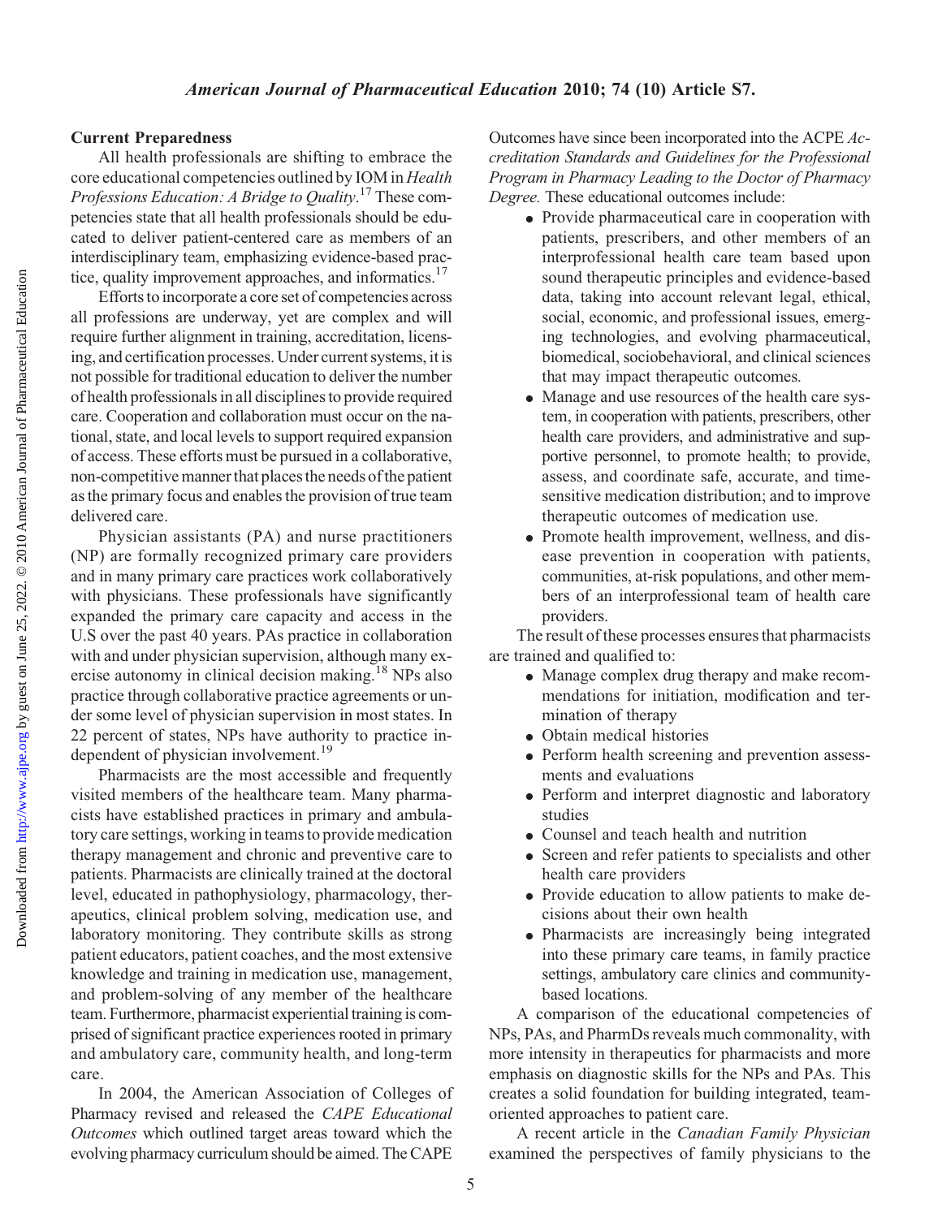### Current Preparedness

All health professionals are shifting to embrace the core educational competencies outlined by IOM in *Health Professions Education: A Bridge to Quality*.[17] These competencies state that all health professionals should be educated to deliver patient-centered care as members of an interdisciplinary team, emphasizing evidence-based practice, quality improvement approaches, and informatics.[17]

Efforts to incorporate a core set of competencies across all professions are underway, yet are complex and will require further alignment in training, accreditation, licensing, and certification processes. Under current systems, it is not possible for traditional education to deliver the number of health professionals in all disciplines to provide required care. Cooperation and collaboration must occur on the national, state, and local levels to support required expansion of access. These efforts must be pursued in a collaborative, non-competitive manner that places the needs of the patient as the primary focus and enables the provision of true team delivered care.

Physician assistants (PA) and nurse practitioners (NP) are formally recognized primary care providers and in many primary care practices work collaboratively with physicians. These professionals have significantly expanded the primary care capacity and access in the U.S over the past 40 years. PAs practice in collaboration with and under physician supervision, although many exercise autonomy in clinical decision making.[18] NPs also practice through collaborative practice agreements or under some level of physician supervision in most states. In 22 percent of states, NPs have authority to practice independent of physician involvement.[19]

Pharmacists are the most accessible and frequently visited members of the healthcare team. Many pharmacists have established practices in primary and ambulatory care settings, working in teams to provide medication therapy management and chronic and preventive care to patients. Pharmacists are clinically trained at the doctoral level, educated in pathophysiology, pharmacology, therapeutics, clinical problem solving, medication use, and laboratory monitoring. They contribute skills as strong patient educators, patient coaches, and the most extensive knowledge and training in medication use, management, and problem-solving of any member of the healthcare team. Furthermore, pharmacist experiential training is comprised of significant practice experiences rooted in primary and ambulatory care, community health, and long-term care.

In 2004, the American Association of Colleges of Pharmacy revised and released the *CAPE Educational Outcomes* which outlined target areas toward which the evolving pharmacy curriculum should be aimed. The CAPE Outcomes have since been incorporated into the ACPE *Accreditation Standards and Guidelines for the Professional Program in Pharmacy Leading to the Doctor of Pharmacy Degree.* These educational outcomes include:

- Provide pharmaceutical care in cooperation with patients, prescribers, and other members of an interprofessional health care team based upon sound therapeutic principles and evidence-based data, taking into account relevant legal, ethical, social, economic, and professional issues, emerging technologies, and evolving pharmaceutical, biomedical, sociobehavioral, and clinical sciences that may impact therapeutic outcomes.
- Manage and use resources of the health care system, in cooperation with patients, prescribers, other health care providers, and administrative and supportive personnel, to promote health; to provide, assess, and coordinate safe, accurate, and time-sensitive medication distribution; and to improve therapeutic outcomes of medication use.
- Promote health improvement, wellness, and disease prevention in cooperation with patients, communities, at-risk populations, and other members of an interprofessional team of health care providers.

The result of these processes ensures that pharmacists are trained and qualified to:

- Manage complex drug therapy and make recommendations for initiation, modification and termination of therapy
- Obtain medical histories
- Perform health screening and prevention assessments and evaluations
- Perform and interpret diagnostic and laboratory studies
- Counsel and teach health and nutrition
- Screen and refer patients to specialists and other health care providers
- Provide education to allow patients to make decisions about their own health
- Pharmacists are increasingly being integrated into these primary care teams, in family practice settings, ambulatory care clinics and community-based locations.

A comparison of the educational competencies of NPs, PAs, and PharmDs reveals much commonality, with more intensity in therapeutics for pharmacists and more emphasis on diagnostic skills for the NPs and PAs. This creates a solid foundation for building integrated, team-oriented approaches to patient care.

A recent article in the *Canadian Family Physician* examined the perspectives of family physicians to the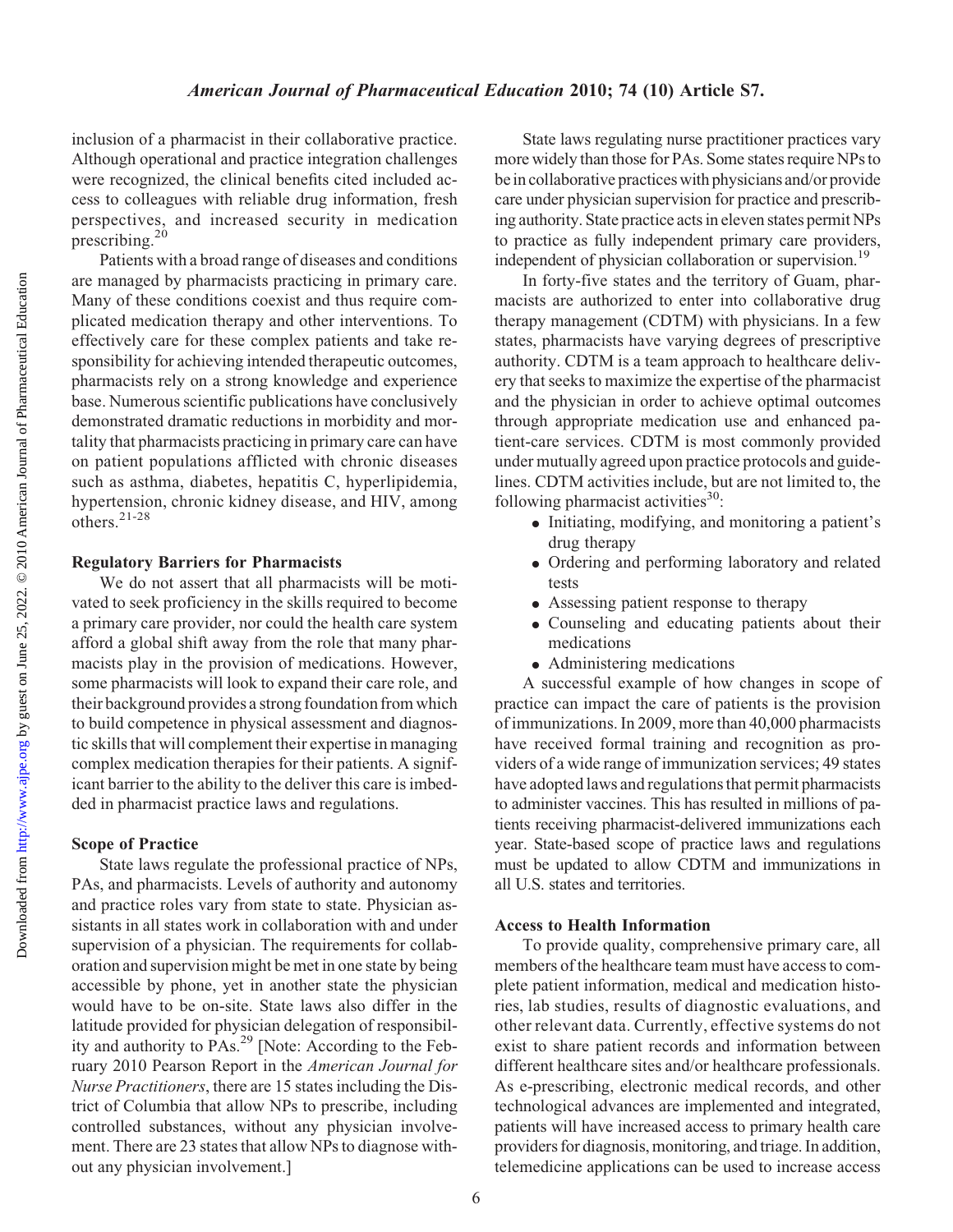inclusion of a pharmacist in their collaborative practice. Although operational and practice integration challenges were recognized, the clinical benefits cited included access to colleagues with reliable drug information, fresh perspectives, and increased security in medication prescribing.[20]

Patients with a broad range of diseases and conditions are managed by pharmacists practicing in primary care. Many of these conditions coexist and thus require complicated medication therapy and other interventions. To effectively care for these complex patients and take responsibility for achieving intended therapeutic outcomes, pharmacists rely on a strong knowledge and experience base. Numerous scientific publications have conclusively demonstrated dramatic reductions in morbidity and mortality that pharmacists practicing in primary care can have on patient populations afflicted with chronic diseases such as asthma, diabetes, hepatitis C, hyperlipidemia, hypertension, chronic kidney disease, and HIV, among others.[21-28]

### Regulatory Barriers for Pharmacists

We do not assert that all pharmacists will be motivated to seek proficiency in the skills required to become a primary care provider, nor could the health care system afford a global shift away from the role that many pharmacists play in the provision of medications. However, some pharmacists will look to expand their care role, and their background provides a strong foundation from which to build competence in physical assessment and diagnostic skills that will complement their expertise in managing complex medication therapies for their patients. A significant barrier to the ability to the deliver this care is imbedded in pharmacist practice laws and regulations.

### Scope of Practice

State laws regulate the professional practice of NPs, PAs, and pharmacists. Levels of authority and autonomy and practice roles vary from state to state. Physician assistants in all states work in collaboration with and under supervision of a physician. The requirements for collaboration and supervision might be met in one state by being accessible by phone, yet in another state the physician would have to be on-site. State laws also differ in the latitude provided for physician delegation of responsibility and authority to PAs.[29] [Note: According to the February 2010 Pearson Report in the *American Journal for Nurse Practitioners*, there are 15 states including the District of Columbia that allow NPs to prescribe, including controlled substances, without any physician involvement. There are 23 states that allow NPs to diagnose without any physician involvement.]

State laws regulating nurse practitioner practices vary more widely than those for PAs. Some states require NPs to be in collaborative practices with physicians and/or provide care under physician supervision for practice and prescribing authority. State practice acts in eleven states permit NPs to practice as fully independent primary care providers, independent of physician collaboration or supervision.[19]

In forty-five states and the territory of Guam, pharmacists are authorized to enter into collaborative drug therapy management (CDTM) with physicians. In a few states, pharmacists have varying degrees of prescriptive authority. CDTM is a team approach to healthcare delivery that seeks to maximize the expertise of the pharmacist and the physician in order to achieve optimal outcomes through appropriate medication use and enhanced patient-care services. CDTM is most commonly provided under mutually agreed upon practice protocols and guidelines. CDTM activities include, but are not limited to, the following pharmacist activities[30]:

- Initiating, modifying, and monitoring a patient's drug therapy
- Ordering and performing laboratory and related tests
- Assessing patient response to therapy
- Counseling and educating patients about their medications
- Administering medications

A successful example of how changes in scope of practice can impact the care of patients is the provision of immunizations. In 2009, more than 40,000 pharmacists have received formal training and recognition as providers of a wide range of immunization services; 49 states have adopted laws and regulations that permit pharmacists to administer vaccines. This has resulted in millions of patients receiving pharmacist-delivered immunizations each year. State-based scope of practice laws and regulations must be updated to allow CDTM and immunizations in all U.S. states and territories.

### Access to Health Information

To provide quality, comprehensive primary care, all members of the healthcare team must have access to complete patient information, medical and medication histories, lab studies, results of diagnostic evaluations, and other relevant data. Currently, effective systems do not exist to share patient records and information between different healthcare sites and/or healthcare professionals. As e-prescribing, electronic medical records, and other technological advances are implemented and integrated, patients will have increased access to primary health care providers for diagnosis, monitoring, and triage. In addition, telemedicine applications can be used to increase access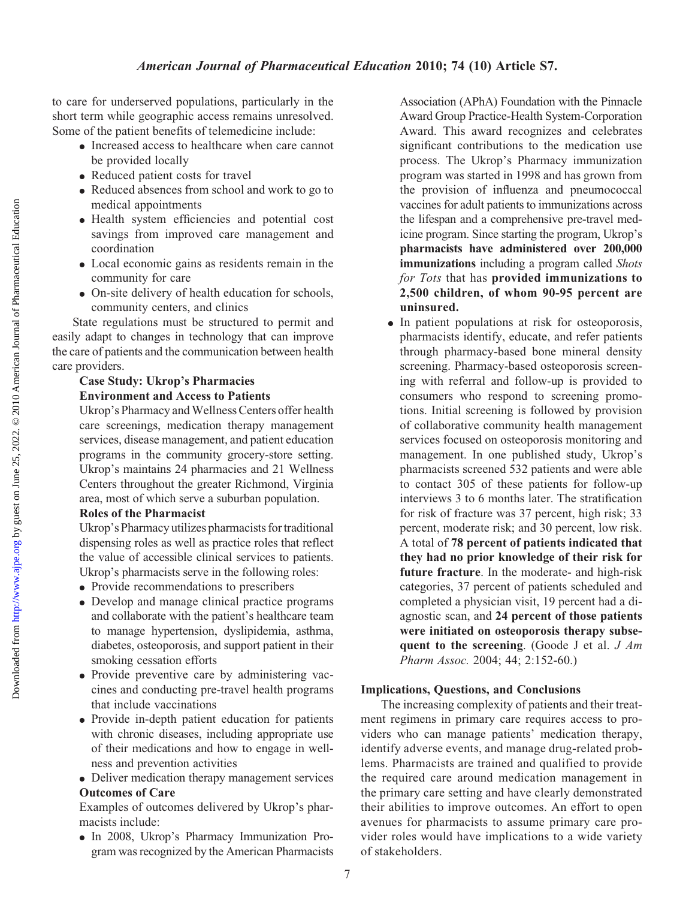to care for underserved populations, particularly in the short term while geographic access remains unresolved. Some of the patient benefits of telemedicine include:

- Increased access to healthcare when care cannot be provided locally
- Reduced patient costs for travel
- Reduced absences from school and work to go to medical appointments
- Health system efficiencies and potential cost savings from improved care management and coordination
- Local economic gains as residents remain in the community for care
- On-site delivery of health education for schools, community centers, and clinics

State regulations must be structured to permit and easily adapt to changes in technology that can improve the care of patients and the communication between health care providers.

**Case Study: Ukrop's Pharmacies**

**Environment and Access to Patients**

Ukrop's Pharmacy and Wellness Centers offer health care screenings, medication therapy management services, disease management, and patient education programs in the community grocery-store setting. Ukrop's maintains 24 pharmacies and 21 Wellness Centers throughout the greater Richmond, Virginia area, most of which serve a suburban population.

**Roles of the Pharmacist**

Ukrop's Pharmacy utilizes pharmacists for traditional dispensing roles as well as practice roles that reflect the value of accessible clinical services to patients. Ukrop's pharmacists serve in the following roles:

- Provide recommendations to prescribers
- Develop and manage clinical practice programs and collaborate with the patient's healthcare team to manage hypertension, dyslipidemia, asthma, diabetes, osteoporosis, and support patient in their smoking cessation efforts
- Provide preventive care by administering vaccines and conducting pre-travel health programs that include vaccinations
- Provide in-depth patient education for patients with chronic diseases, including appropriate use of their medications and how to engage in wellness and prevention activities
- Deliver medication therapy management services

**Outcomes of Care**

Examples of outcomes delivered by Ukrop's pharmacists include:

- In 2008, Ukrop's Pharmacy Immunization Program was recognized by the American Pharmacists Association (APhA) Foundation with the Pinnacle Award Group Practice-Health System-Corporation Award. This award recognizes and celebrates significant contributions to the medication use process. The Ukrop's Pharmacy immunization program was started in 1998 and has grown from the provision of influenza and pneumococcal vaccines for adult patients to immunizations across the lifespan and a comprehensive pre-travel medicine program. Since starting the program, Ukrop's **pharmacists have administered over 200,000 immunizations** including a program called *Shots for Tots* that has **provided immunizations to 2,500 children, of whom 90-95 percent are uninsured.**
- In patient populations at risk for osteoporosis, pharmacists identify, educate, and refer patients through pharmacy-based bone mineral density screening. Pharmacy-based osteoporosis screening with referral and follow-up is provided to consumers who respond to screening promotions. Initial screening is followed by provision of collaborative community health management services focused on osteoporosis monitoring and management. In one published study, Ukrop's pharmacists screened 532 patients and were able to contact 305 of these patients for follow-up interviews 3 to 6 months later. The stratification for risk of fracture was 37 percent, high risk; 33 percent, moderate risk; and 30 percent, low risk. A total of **78 percent of patients indicated that they had no prior knowledge of their risk for future fracture**. In the moderate- and high-risk categories, 37 percent of patients scheduled and completed a physician visit, 19 percent had a diagnostic scan, and **24 percent of those patients were initiated on osteoporosis therapy subsequent to the screening**. (Goode J et al. *J Am Pharm Assoc.* 2004; 44; 2:152-60.)

**Implications, Questions, and Conclusions**

The increasing complexity of patients and their treatment regimens in primary care requires access to providers who can manage patients' medication therapy, identify adverse events, and manage drug-related problems. Pharmacists are trained and qualified to provide the required care around medication management in the primary care setting and have clearly demonstrated their abilities to improve outcomes. An effort to open avenues for pharmacists to assume primary care provider roles would have implications to a wide variety of stakeholders.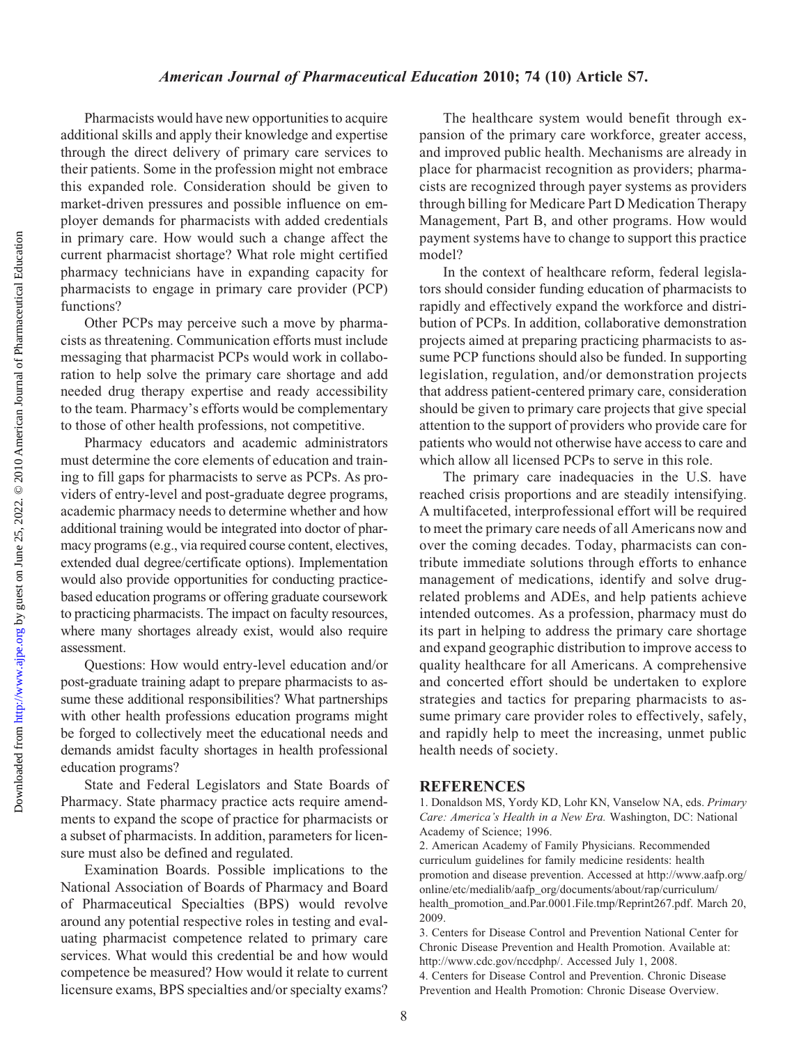Pharmacists would have new opportunities to acquire additional skills and apply their knowledge and expertise through the direct delivery of primary care services to their patients. Some in the profession might not embrace this expanded role. Consideration should be given to market-driven pressures and possible influence on employer demands for pharmacists with added credentials in primary care. How would such a change affect the current pharmacist shortage? What role might certified pharmacy technicians have in expanding capacity for pharmacists to engage in primary care provider (PCP) functions?

Other PCPs may perceive such a move by pharmacists as threatening. Communication efforts must include messaging that pharmacist PCPs would work in collaboration to help solve the primary care shortage and add needed drug therapy expertise and ready accessibility to the team. Pharmacy's efforts would be complementary to those of other health professions, not competitive.

Pharmacy educators and academic administrators must determine the core elements of education and training to fill gaps for pharmacists to serve as PCPs. As providers of entry-level and post-graduate degree programs, academic pharmacy needs to determine whether and how additional training would be integrated into doctor of pharmacy programs (e.g., via required course content, electives, extended dual degree/certificate options). Implementation would also provide opportunities for conducting practice-based education programs or offering graduate coursework to practicing pharmacists. The impact on faculty resources, where many shortages already exist, would also require assessment.

Questions: How would entry-level education and/or post-graduate training adapt to prepare pharmacists to assume these additional responsibilities? What partnerships with other health professions education programs might be forged to collectively meet the educational needs and demands amidst faculty shortages in health professional education programs?

State and Federal Legislators and State Boards of Pharmacy. State pharmacy practice acts require amendments to expand the scope of practice for pharmacists or a subset of pharmacists. In addition, parameters for licensure must also be defined and regulated.

Examination Boards. Possible implications to the National Association of Boards of Pharmacy and Board of Pharmaceutical Specialties (BPS) would revolve around any potential respective roles in testing and evaluating pharmacist competence related to primary care services. What would this credential be and how would competence be measured? How would it relate to current licensure exams, BPS specialties and/or specialty exams?

The healthcare system would benefit through expansion of the primary care workforce, greater access, and improved public health. Mechanisms are already in place for pharmacist recognition as providers; pharmacists are recognized through payer systems as providers through billing for Medicare Part D Medication Therapy Management, Part B, and other programs. How would payment systems have to change to support this practice model?

In the context of healthcare reform, federal legislators should consider funding education of pharmacists to rapidly and effectively expand the workforce and distribution of PCPs. In addition, collaborative demonstration projects aimed at preparing practicing pharmacists to assume PCP functions should also be funded. In supporting legislation, regulation, and/or demonstration projects that address patient-centered primary care, consideration should be given to primary care projects that give special attention to the support of providers who provide care for patients who would not otherwise have access to care and which allow all licensed PCPs to serve in this role.

The primary care inadequacies in the U.S. have reached crisis proportions and are steadily intensifying. A multifaceted, interprofessional effort will be required to meet the primary care needs of all Americans now and over the coming decades. Today, pharmacists can contribute immediate solutions through efforts to enhance management of medications, identify and solve drug-related problems and ADEs, and help patients achieve intended outcomes. As a profession, pharmacy must do its part in helping to address the primary care shortage and expand geographic distribution to improve access to quality healthcare for all Americans. A comprehensive and concerted effort should be undertaken to explore strategies and tactics for preparing pharmacists to assume primary care provider roles to effectively, safely, and rapidly help to meet the increasing, unmet public health needs of society.

## REFERENCES

1. Donaldson MS, Yordy KD, Lohr KN, Vanselow NA, eds. *Primary Care: America's Health in a New Era.* Washington, DC: National Academy of Science; 1996.
2. American Academy of Family Physicians. Recommended curriculum guidelines for family medicine residents: health promotion and disease prevention. Accessed at http://www.aafp.org/online/etc/medialib/aafp_org/documents/about/rap/curriculum/health_promotion_and.Par.0001.File.tmp/Reprint267.pdf. March 20, 2009.
3. Centers for Disease Control and Prevention National Center for Chronic Disease Prevention and Health Promotion. Available at: http://www.cdc.gov/nccdphp/. Accessed July 1, 2008.
4. Centers for Disease Control and Prevention. Chronic Disease Prevention and Health Promotion: Chronic Disease Overview.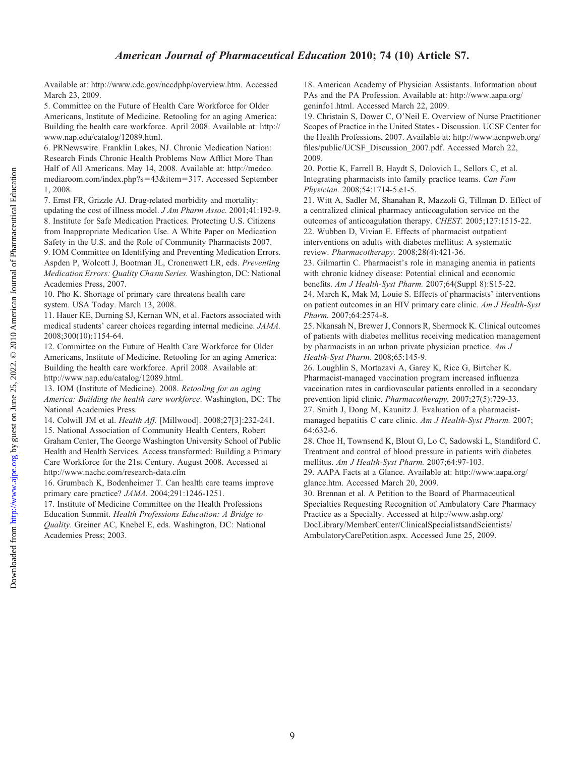Available at: http://www.cdc.gov/nccdphp/overview.htm. Accessed March 23, 2009.

5. Committee on the Future of Health Care Workforce for Older Americans, Institute of Medicine. Retooling for an aging America: Building the health care workforce. April 2008. Available at: http://www.nap.edu/catalog/12089.html.

6. PRNewswire. Franklin Lakes, NJ. Chronic Medication Nation: Research Finds Chronic Health Problems Now Afflict More Than Half of All Americans. May 14, 2008. Available at: http://medco.mediaroom.com/index.php?s=43&item=317. Accessed September 1, 2008.

7. Ernst FR, Grizzle AJ. Drug-related morbidity and mortality: updating the cost of illness model. *J Am Pharm Assoc.* 2001;41:192-9.

8. Institute for Safe Medication Practices. Protecting U.S. Citizens from Inappropriate Medication Use. A White Paper on Medication Safety in the U.S. and the Role of Community Pharmacists 2007.

9. IOM Committee on Identifying and Preventing Medication Errors. Aspden P, Wolcott J, Bootman JL, Cronenwett LR, eds. *Preventing Medication Errors: Quality Chasm Series.* Washington, DC: National Academies Press, 2007.

10. Pho K. Shortage of primary care threatens health care system. USA Today. March 13, 2008.

11. Hauer KE, Durning SJ, Kernan WN, et al. Factors associated with medical students' career choices regarding internal medicine. *JAMA.* 2008;300(10):1154-64.

12. Committee on the Future of Health Care Workforce for Older Americans, Institute of Medicine. Retooling for an aging America: Building the health care workforce. April 2008. Available at: http://www.nap.edu/catalog/12089.html.

13. IOM (Institute of Medicine). 2008. *Retooling for an aging America: Building the health care workforce*. Washington, DC: The National Academies Press.

14. Colwill JM et al. *Health Aff.* [Millwood]. 2008;27[3]:232-241.

15. National Association of Community Health Centers, Robert Graham Center, The George Washington University School of Public Health and Health Services. Access transformed: Building a Primary Care Workforce for the 21st Century. August 2008. Accessed at http://www.nachc.com/research-data.cfm

16. Grumbach K, Bodenheimer T. Can health care teams improve primary care practice? *JAMA.* 2004;291:1246-1251.

17. Institute of Medicine Committee on the Health Professions Education Summit. *Health Professions Education: A Bridge to Quality*. Greiner AC, Knebel E, eds. Washington, DC: National Academies Press; 2003.

18. American Academy of Physician Assistants. Information about PAs and the PA Profession. Available at: http://www.aapa.org/geninfo1.html. Accessed March 22, 2009.

19. Christain S, Dower C, O'Neil E. Overview of Nurse Practitioner Scopes of Practice in the United States - Discussion. UCSF Center for the Health Professions, 2007. Available at: http://www.acnpweb.org/files/public/UCSF_Discussion_2007.pdf. Accessed March 22, 2009.

20. Pottie K, Farrell B, Haydt S, Dolovich L, Sellors C, et al. Integrating pharmacists into family practice teams. *Can Fam Physician.* 2008;54:1714-5.e1-5.

21. Witt A, Sadler M, Shanahan R, Mazzoli G, Tillman D. Effect of a centralized clinical pharmacy anticoagulation service on the outcomes of anticoagulation therapy. *CHEST.* 2005;127:1515-22.

22. Wubben D, Vivian E. Effects of pharmacist outpatient interventions on adults with diabetes mellitus: A systematic review. *Pharmacotherapy.* 2008;28(4):421-36.

23. Gilmartin C. Pharmacist's role in managing anemia in patients with chronic kidney disease: Potential clinical and economic benefits. *Am J Health-Syst Pharm.* 2007;64(Suppl 8):S15-22.

24. March K, Mak M, Louie S. Effects of pharmacists' interventions on patient outcomes in an HIV primary care clinic. *Am J Health-Syst Pharm.* 2007;64:2574-8.

25. Nkansah N, Brewer J, Connors R, Shermock K. Clinical outcomes of patients with diabetes mellitus receiving medication management by pharmacists in an urban private physician practice. *Am J Health-Syst Pharm.* 2008;65:145-9.

26. Loughlin S, Mortazavi A, Garey K, Rice G, Birtcher K. Pharmacist-managed vaccination program increased influenza vaccination rates in cardiovascular patients enrolled in a secondary prevention lipid clinic. *Pharmacotherapy.* 2007;27(5):729-33.

27. Smith J, Dong M, Kaunitz J. Evaluation of a pharmacist-managed hepatitis C care clinic. *Am J Health-Syst Pharm.* 2007; 64:632-6.

28. Choe H, Townsend K, Blout G, Lo C, Sadowski L, Standiford C. Treatment and control of blood pressure in patients with diabetes mellitus. *Am J Health-Syst Pharm.* 2007;64:97-103.

29. AAPA Facts at a Glance. Available at: http://www.aapa.org/glance.htm. Accessed March 20, 2009.

30. Brennan et al. A Petition to the Board of Pharmaceutical Specialties Requesting Recognition of Ambulatory Care Pharmacy Practice as a Specialty. Accessed at http://www.ashp.org/DocLibrary/MemberCenter/ClinicalSpecialistsandScientists/AmbulatoryCarePetition.aspx. Accessed June 25, 2009.